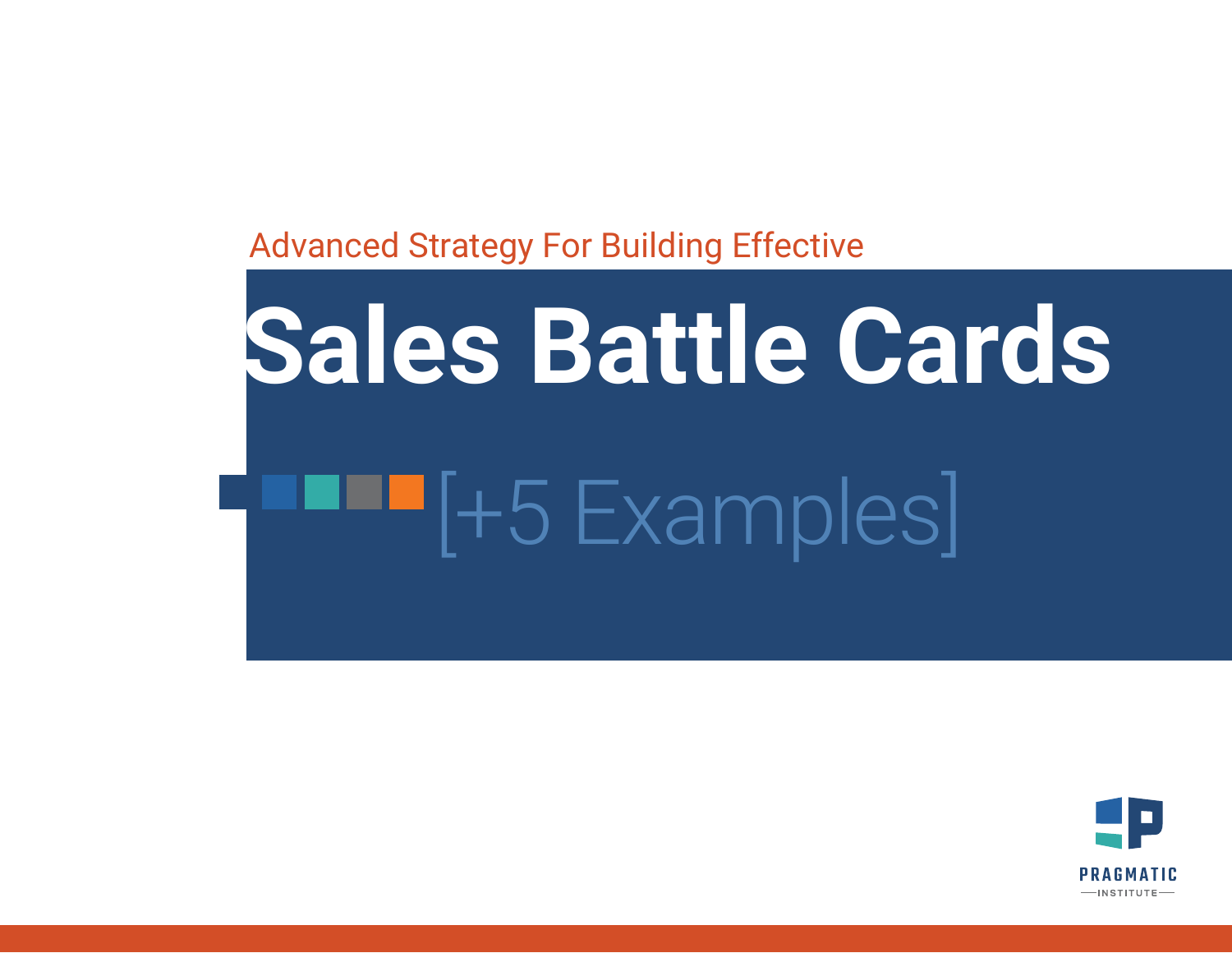Advanced Strategy For Building Effective

# Sales Battle Cards

[+5 Examples]

PRAGMATIC INSTITUTE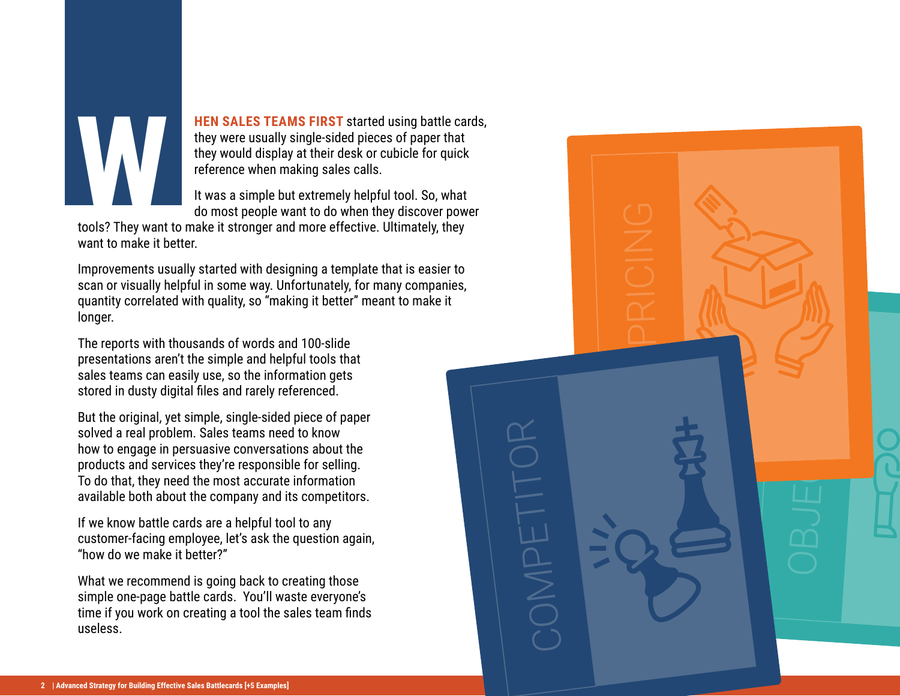**WHEN SALES TEAMS FIRST** started using battle cards, they were usually single-sided pieces of paper that they would display at their desk or cubicle for quick reference when making sales calls.

It was a simple but extremely helpful tool. So, what do most people want to do when they discover power tools? They want to make it stronger and more effective. Ultimately, they want to make it better.

Improvements usually started with designing a template that is easier to scan or visually helpful in some way. Unfortunately, for many companies, quantity correlated with quality, so "making it better" meant to make it longer.

The reports with thousands of words and 100-slide presentations aren't the simple and helpful tools that sales teams can easily use, so the information gets stored in dusty digital files and rarely referenced.

But the original, yet simple, single-sided piece of paper solved a real problem. Sales teams need to know how to engage in persuasive conversations about the products and services they're responsible for selling. To do that, they need the most accurate information available both about the company and its competitors.

If we know battle cards are a helpful tool to any customer-facing employee, let's ask the question again, "how do we make it better?"

What we recommend is going back to creating those simple one-page battle cards.  You'll waste everyone's time if you work on creating a tool the sales team finds useless.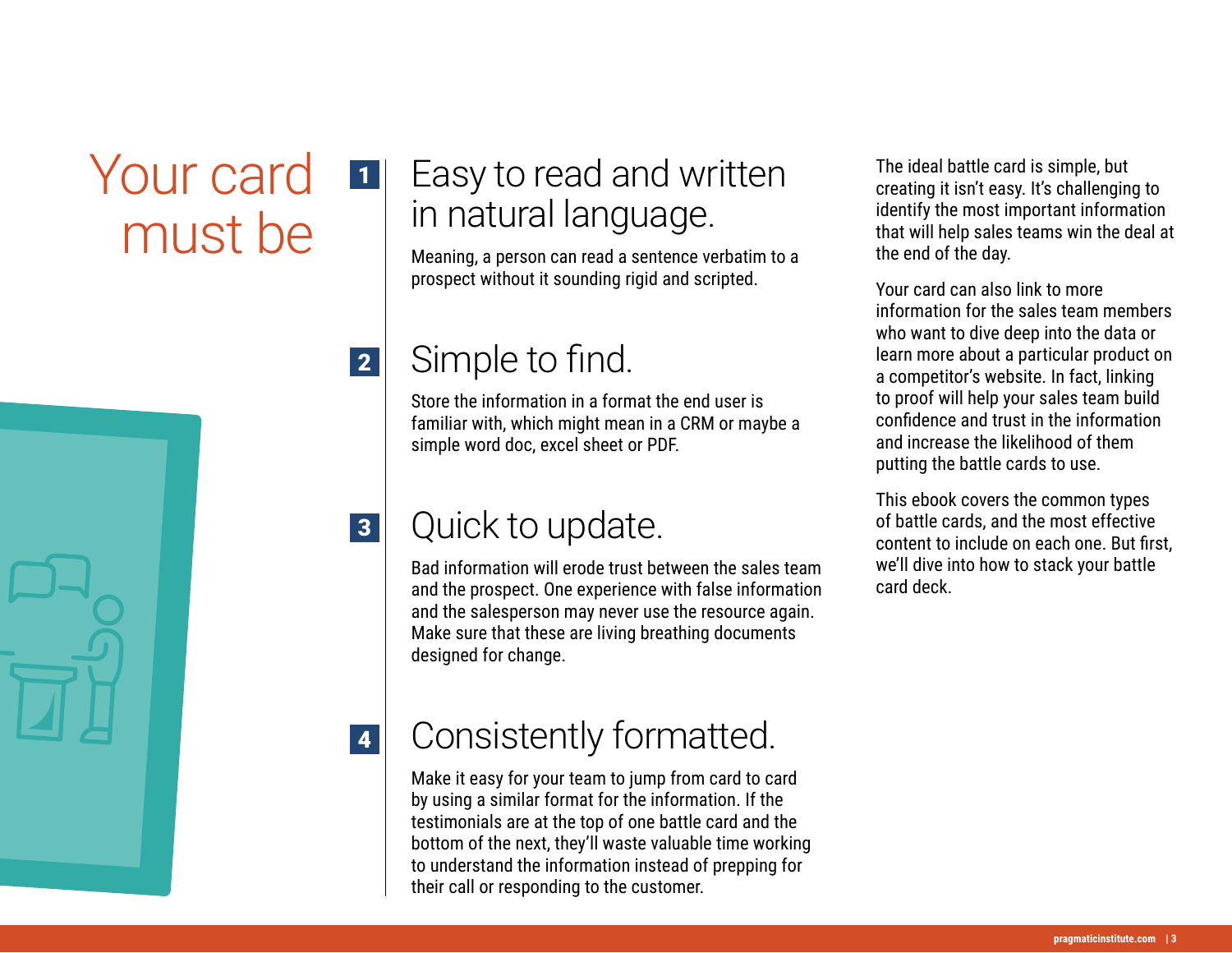# Your card must be

## 1 Easy to read and written in natural language.

Meaning, a person can read a sentence verbatim to a prospect without it sounding rigid and scripted.

## 2 Simple to find.

Store the information in a format the end user is familiar with, which might mean in a CRM or maybe a simple word doc, excel sheet or PDF.

## 3 Quick to update.

Bad information will erode trust between the sales team and the prospect. One experience with false information and the salesperson may never use the resource again. Make sure that these are living breathing documents designed for change.

## 4 Consistently formatted.

Make it easy for your team to jump from card to card by using a similar format for the information. If the testimonials are at the top of one battle card and the bottom of the next, they'll waste valuable time working to understand the information instead of prepping for their call or responding to the customer.

The ideal battle card is simple, but creating it isn't easy. It's challenging to identify the most important information that will help sales teams win the deal at the end of the day.

Your card can also link to more information for the sales team members who want to dive deep into the data or learn more about a particular product on a competitor's website. In fact, linking to proof will help your sales team build confidence and trust in the information and increase the likelihood of them putting the battle cards to use.

This ebook covers the common types of battle cards, and the most effective content to include on each one. But first, we'll dive into how to stack your battle card deck.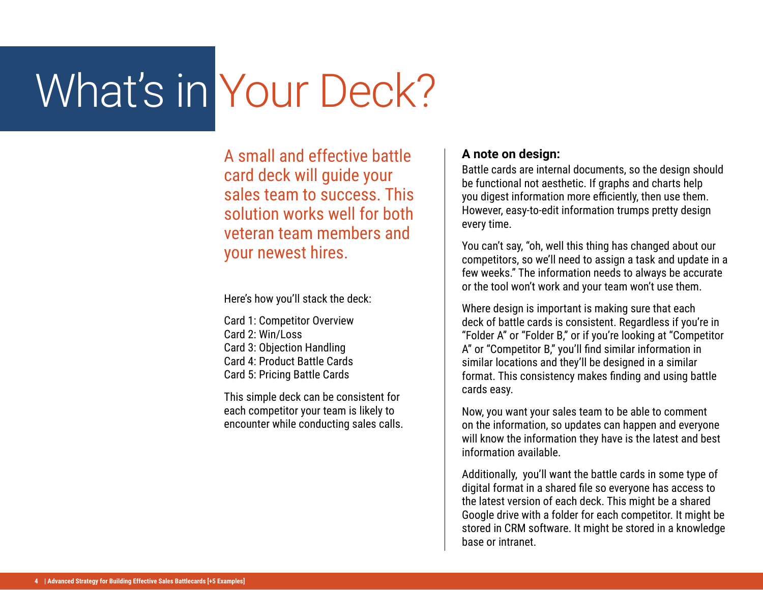# What's in Your Deck?

A small and effective battle card deck will guide your sales team to success. This solution works well for both veteran team members and your newest hires.

Here's how you'll stack the deck:

Card 1: Competitor Overview
Card 2: Win/Loss
Card 3: Objection Handling
Card 4: Product Battle Cards
Card 5: Pricing Battle Cards

This simple deck can be consistent for each competitor your team is likely to encounter while conducting sales calls.

**A note on design:**
Battle cards are internal documents, so the design should be functional not aesthetic. If graphs and charts help you digest information more efficiently, then use them. However, easy-to-edit information trumps pretty design every time.

You can't say, "oh, well this thing has changed about our competitors, so we'll need to assign a task and update in a few weeks." The information needs to always be accurate or the tool won't work and your team won't use them.

Where design is important is making sure that each deck of battle cards is consistent. Regardless if you're in "Folder A" or "Folder B," or if you're looking at "Competitor A" or "Competitor B," you'll find similar information in similar locations and they'll be designed in a similar format. This consistency makes finding and using battle cards easy.

Now, you want your sales team to be able to comment on the information, so updates can happen and everyone will know the information they have is the latest and best information available.

Additionally, you'll want the battle cards in some type of digital format in a shared file so everyone has access to the latest version of each deck. This might be a shared Google drive with a folder for each competitor. It might be stored in CRM software. It might be stored in a knowledge base or intranet.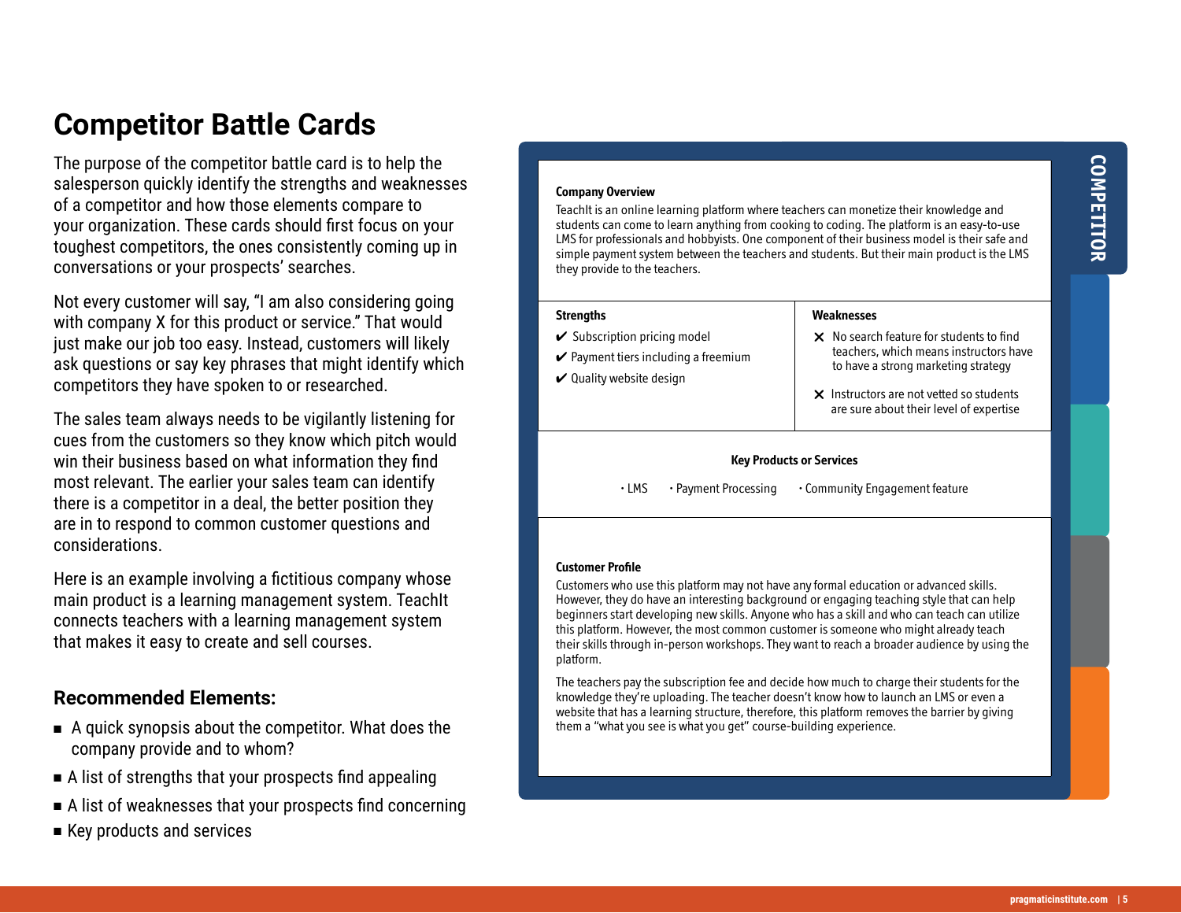# Competitor Battle Cards

The purpose of the competitor battle card is to help the salesperson quickly identify the strengths and weaknesses of a competitor and how those elements compare to your organization. These cards should first focus on your toughest competitors, the ones consistently coming up in conversations or your prospects' searches.

Not every customer will say, "I am also considering going with company X for this product or service." That would just make our job too easy. Instead, customers will likely ask questions or say key phrases that might identify which competitors they have spoken to or researched.

The sales team always needs to be vigilantly listening for cues from the customers so they know which pitch would win their business based on what information they find most relevant. The earlier your sales team can identify there is a competitor in a deal, the better position they are in to respond to common customer questions and considerations.

Here is an example involving a fictitious company whose main product is a learning management system. TeachIt connects teachers with a learning management system that makes it easy to create and sell courses.

## Recommended Elements:

- A quick synopsis about the competitor. What does the company provide and to whom?
- A list of strengths that your prospects find appealing
- A list of weaknesses that your prospects find concerning
- Key products and services

---

**COMPETITOR**

**Company Overview**

TeachIt is an online learning platform where teachers can monetize their knowledge and students can come to learn anything from cooking to coding. The platform is an easy-to-use LMS for professionals and hobbyists. One component of their business model is their safe and simple payment system between the teachers and the students. But their main product is the LMS they provide to the teachers.

| Strengths | Weaknesses |
| --- | --- |
| ✔ Subscription pricing model<br>✔ Payment tiers including a freemium<br>✔ Quality website design | ✕ No search feature for students to find teachers, which means instructors have to have a strong marketing strategy<br>✕ Instructors are not vetted so students are sure about their level of expertise |

**Key Products or Services**

- LMS
- Payment Processing
- Community Engagement feature

**Customer Profile**

Customers who use this platform may not have any formal education or advanced skills. However, they do have an interesting background or engaging teaching style that can help beginners start developing new skills. Anyone who has a skill and who can teach can utilize this platform. However, the most common customer is someone who might already teach their skills through in-person workshops. They want to reach a broader audience by using the platform.

The teachers pay the subscription fee and decide how much to charge their students for the knowledge they're uploading. The teacher doesn't know how to launch an LMS or even a website that has a learning structure, therefore, this platform removes the barrier by giving them a "what you see is what you get" course-building experience.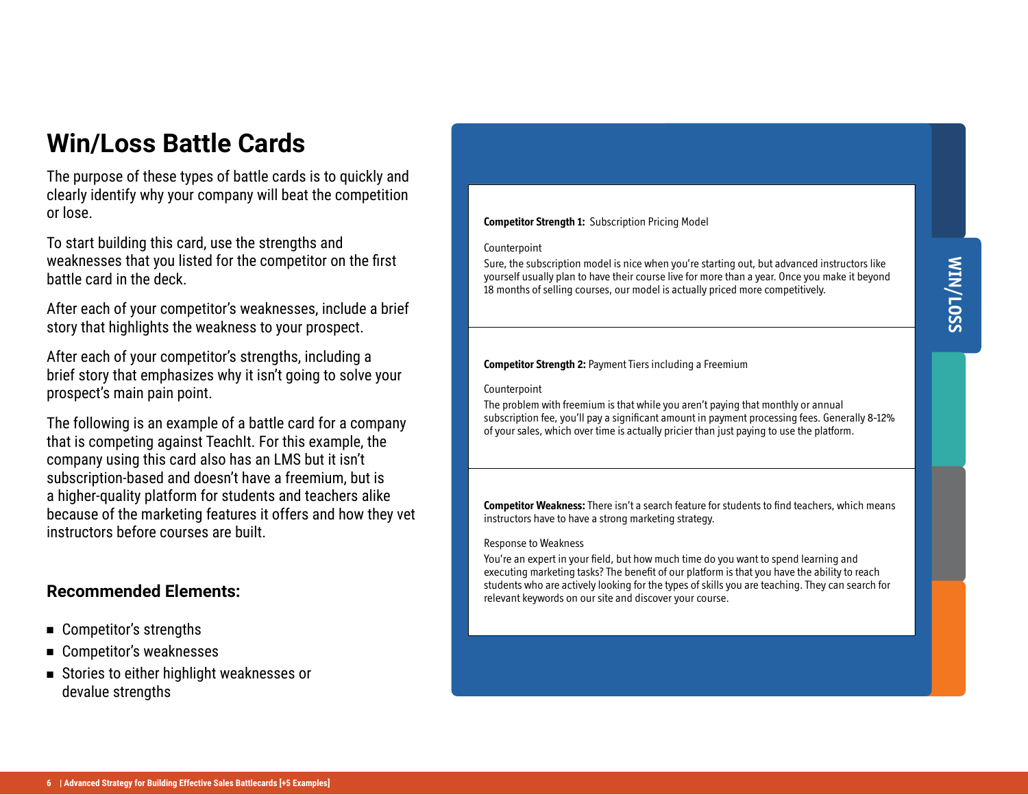# Win/Loss Battle Cards

The purpose of these types of battle cards is to quickly and clearly identify why your company will beat the competition or lose.

To start building this card, use the strengths and weaknesses that you listed for the competitor on the first battle card in the deck.

After each of your competitor's weaknesses, include a brief story that highlights the weakness to your prospect.

After each of your competitor's strengths, including a brief story that emphasizes why it isn't going to solve your prospect's main pain point.

The following is an example of a battle card for a company that is competing against TeachIt. For this example, the company using this card also has an LMS but it isn't subscription-based and doesn't have a freemium, but is a higher-quality platform for students and teachers alike because of the marketing features it offers and how they vet instructors before courses are built.

## Recommended Elements:

- Competitor's strengths
- Competitor's weaknesses
- Stories to either highlight weaknesses or devalue strengths

WIN/LOSS

**Competitor Strength 1:** Subscription Pricing Model

Counterpoint

Sure, the subscription model is nice when you're starting out, but advanced instructors like yourself usually plan to have their course live for more than a year. Once you make it beyond 18 months of selling courses, our model is actually priced more competitively.

**Competitor Strength 2:** Payment Tiers including a Freemium

Counterpoint

The problem with freemium is that while you aren't paying that monthly or annual subscription fee, you'll pay a significant amount in payment processing fees. Generally 8-12% of your sales, which over time is actually pricier than just paying to use the platform.

**Competitor Weakness:** There isn't a search feature for students to find teachers, which means instructors have to have a strong marketing strategy.

Response to Weakness

You're an expert in your field, but how much time do you want to spend learning and executing marketing tasks? The benefit of our platform is that you have the ability to reach students who are actively looking for the types of skills you are teaching. They can search for relevant keywords on our site and discover your course.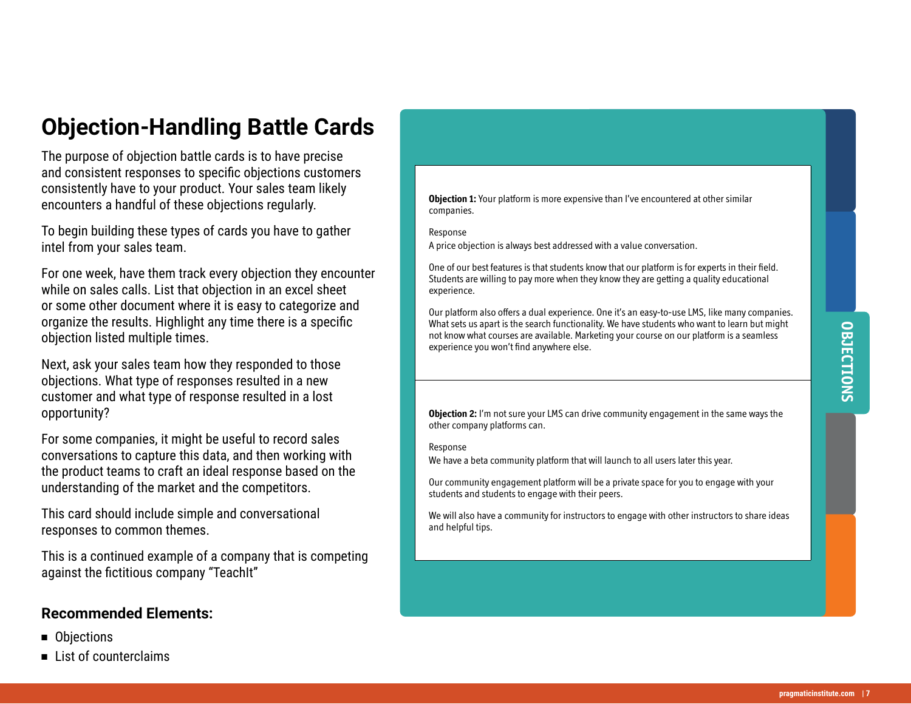# Objection-Handling Battle Cards

The purpose of objection battle cards is to have precise and consistent responses to specific objections customers consistently have to your product. Your sales team likely encounters a handful of these objections regularly.

To begin building these types of cards you have to gather intel from your sales team.

For one week, have them track every objection they encounter while on sales calls. List that objection in an excel sheet or some other document where it is easy to categorize and organize the results. Highlight any time there is a specific objection listed multiple times.

Next, ask your sales team how they responded to those objections. What type of responses resulted in a new customer and what type of response resulted in a lost opportunity?

For some companies, it might be useful to record sales conversations to capture this data, and then working with the product teams to craft an ideal response based on the understanding of the market and the competitors.

This card should include simple and conversational responses to common themes.

This is a continued example of a company that is competing against the fictitious company “TeachIt”

### Recommended Elements:

- Objections
- List of counterclaims

OBJECTIONS

**Objection 1:** Your platform is more expensive than I've encountered at other similar companies.

Response

A price objection is always best addressed with a value conversation.

One of our best features is that students know that our platform is for experts in their field. Students are willing to pay more when they know they are getting a quality educational experience.

Our platform also offers a dual experience. One it's an easy-to-use LMS, like many companies. What sets us apart is the search functionality. We have students who want to learn but might not know what courses are available. Marketing your course on our platform is a seamless experience you won't find anywhere else.

**Objection 2:** I'm not sure your LMS can drive community engagement in the same ways the other company platforms can.

Response

We have a beta community platform that will launch to all users later this year.

Our community engagement platform will be a private space for you to engage with your students and students to engage with their peers.

We will also have a community for instructors to engage with other instructors to share ideas and helpful tips.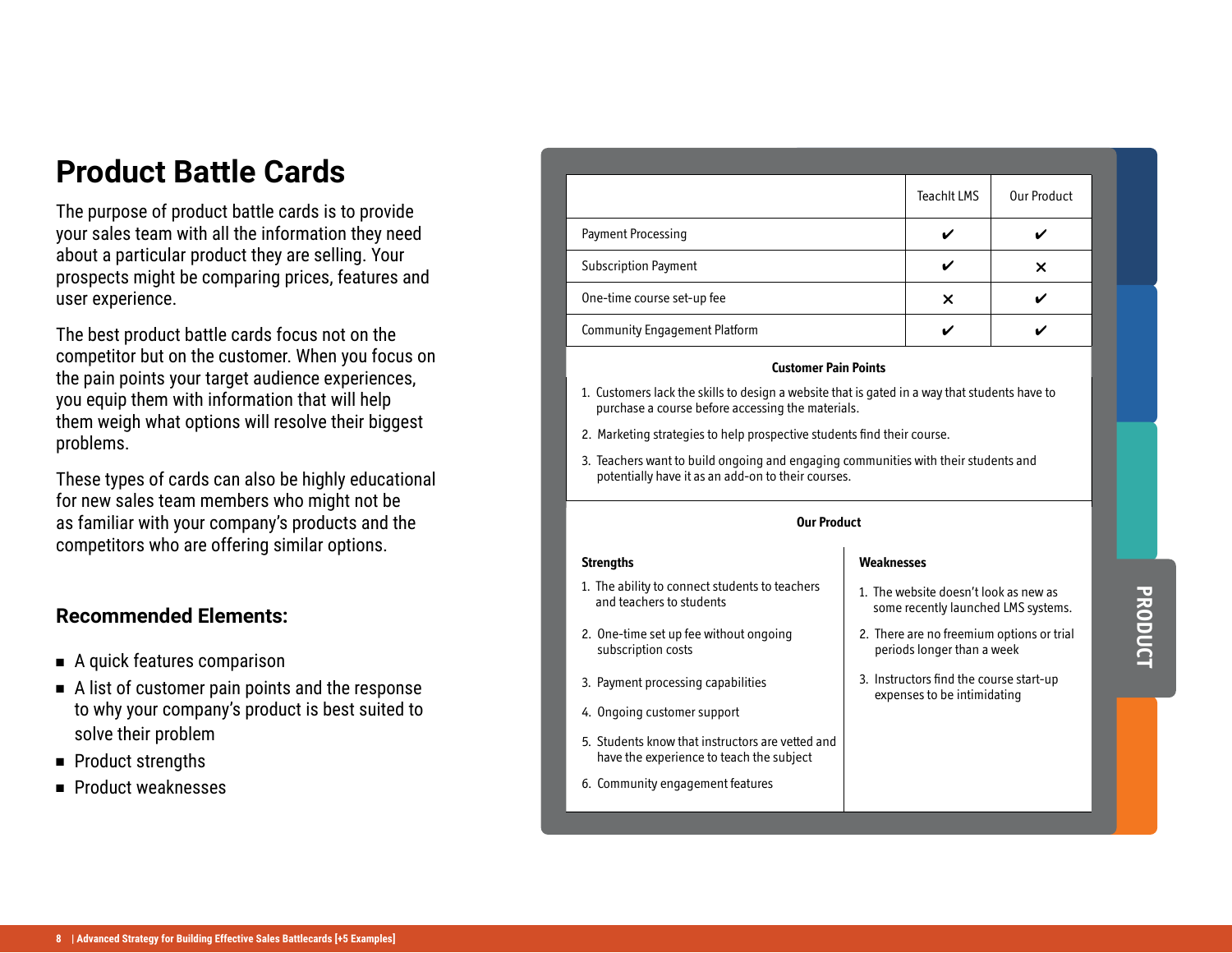# Product Battle Cards

The purpose of product battle cards is to provide your sales team with all the information they need about a particular product they are selling. Your prospects might be comparing prices, features and user experience.

The best product battle cards focus not on the competitor but on the customer. When you focus on the pain points your target audience experiences, you equip them with information that will help them weigh what options will resolve their biggest problems.

These types of cards can also be highly educational for new sales team members who might not be as familiar with your company's products and the competitors who are offering similar options.

## Recommended Elements:

- A quick features comparison
- A list of customer pain points and the response to why your company's product is best suited to solve their problem
- Product strengths
- Product weaknesses

| | TeachIt LMS | Our Product |
|---|---|---|
| Payment Processing | ✔ | ✔ |
| Subscription Payment | ✔ | ✕ |
| One-time course set-up fee | ✕ | ✔ |
| Community Engagement Platform | ✔ | ✔ |

**Customer Pain Points**

1. Customers lack the skills to design a website that is gated in a way that students have to purchase a course before accessing the materials.
2. Marketing strategies to help prospective students find their course.
3. Teachers want to build ongoing and engaging communities with their students and potentially have it as an add-on to their courses.

**Our Product**

**Strengths**

1. The ability to connect students to teachers and teachers to students
2. One-time set up fee without ongoing subscription costs
3. Payment processing capabilities
4. Ongoing customer support
5. Students know that instructors are vetted and have the experience to teach the subject
6. Community engagement features

**Weaknesses**

1. The website doesn't look as new as some recently launched LMS systems.
2. There are no freemium options or trial periods longer than a week
3. Instructors find the course start-up expenses to be intimidating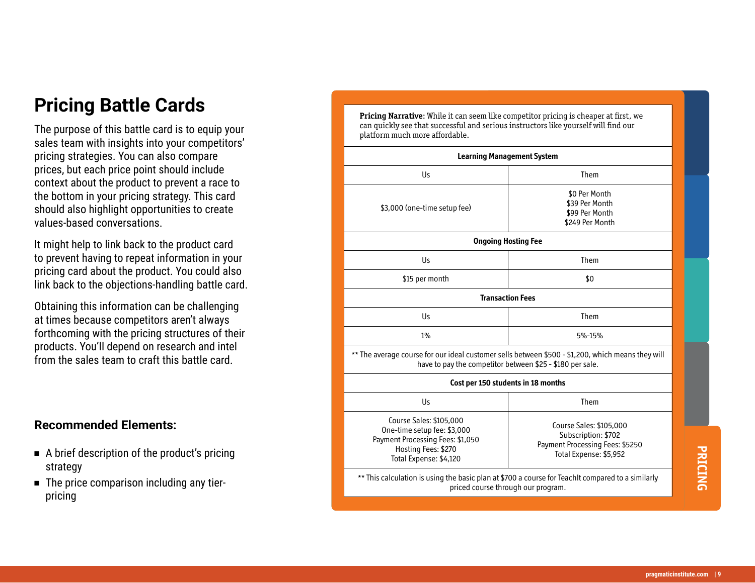# Pricing Battle Cards

The purpose of this battle card is to equip your sales team with insights into your competitors' pricing strategies. You can also compare prices, but each price point should include context about the product to prevent a race to the bottom in your pricing strategy. This card should also highlight opportunities to create values-based conversations.

It might help to link back to the product card to prevent having to repeat information in your pricing card about the product. You could also link back to the objections-handling battle card.

Obtaining this information can be challenging at times because competitors aren't always forthcoming with the pricing structures of their products. You'll depend on research and intel from the sales team to craft this battle card.

## Recommended Elements:

- A brief description of the product's pricing strategy
- The price comparison including any tier-pricing

**Pricing Narrative**: While it can seem like competitor pricing is cheaper at first, we can quickly see that successful and serious instructors like yourself will find our platform much more affordable.

| **Learning Management System** | |
|---|---|
| Us | Them |
| $3,000 (one-time setup fee) | $0 Per Month<br>$39 Per Month<br>$99 Per Month<br>$249 Per Month |
| **Ongoing Hosting Fee** | |
| Us | Them |
| $15 per month | $0 |
| **Transaction Fees** | |
| Us | Them |
| 1% | 5%-15% |
| ** The average course for our ideal customer sells between $500 - $1,200, which means they will have to pay the competitor between $25 - $180 per sale. | |
| **Cost per 150 students in 18 months** | |
| Us | Them |
| Course Sales: $105,000<br>One-time setup fee: $3,000<br>Payment Processing Fees: $1,050<br>Hosting Fees: $270<br>Total Expense: $4,120 | Course Sales: $105,000<br>Subscription: $702<br>Payment Processing Fees: $5250<br>Total Expense: $5,952 |
| ** This calculation is using the basic plan at $700 a course for TeachIt compared to a similarly priced course through our program. | |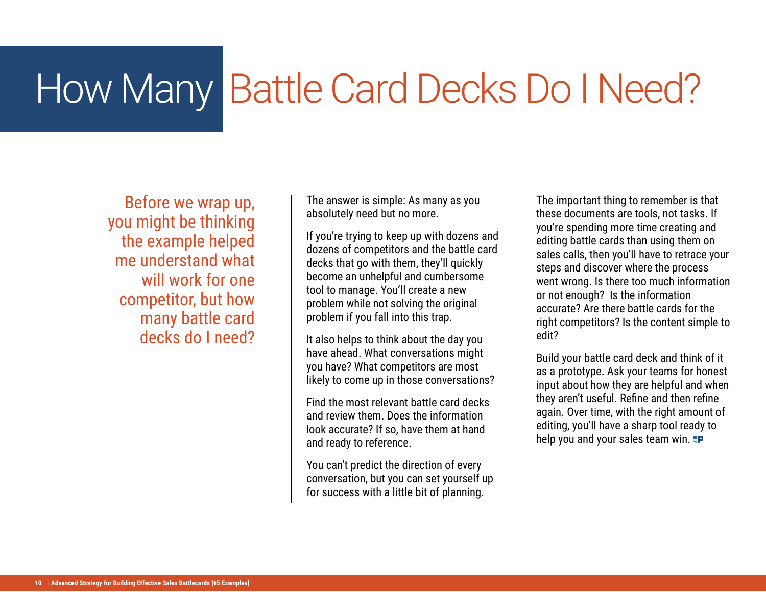# How Many Battle Card Decks Do I Need?

Before we wrap up, you might be thinking the example helped me understand what will work for one competitor, but how many battle card decks do I need?

The answer is simple: As many as you absolutely need but no more.

If you're trying to keep up with dozens and dozens of competitors and the battle card decks that go with them, they'll quickly become an unhelpful and cumbersome tool to manage. You'll create a new problem while not solving the original problem if you fall into this trap.

It also helps to think about the day you have ahead. What conversations might you have? What competitors are most likely to come up in those conversations?

Find the most relevant battle card decks and review them. Does the information look accurate? If so, have them at hand and ready to reference.

You can't predict the direction of every conversation, but you can set yourself up for success with a little bit of planning.

The important thing to remember is that these documents are tools, not tasks. If you're spending more time creating and editing battle cards than using them on sales calls, then you'll have to retrace your steps and discover where the process went wrong. Is there too much information or not enough? Is the information accurate? Are there battle cards for the right competitors? Is the content simple to edit?

Build your battle card deck and think of it as a prototype. Ask your teams for honest input about how they are helpful and when they aren't useful. Refine and then refine again. Over time, with the right amount of editing, you'll have a sharp tool ready to help you and your sales team win.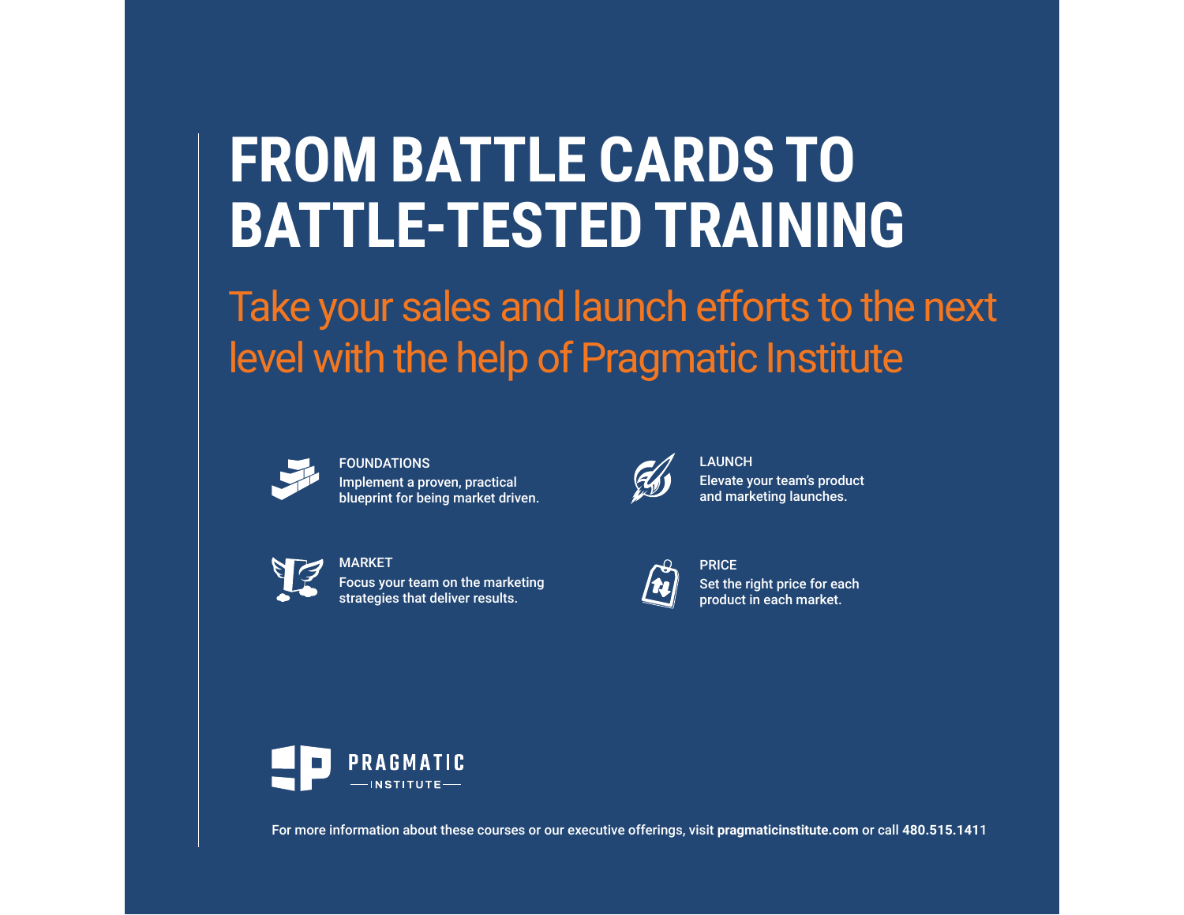# FROM BATTLE CARDS TO BATTLE-TESTED TRAINING

## Take your sales and launch efforts to the next level with the help of Pragmatic Institute

**FOUNDATIONS**
Implement a proven, practical blueprint for being market driven.

**LAUNCH**
Elevate your team's product and marketing launches.

**MARKET**
Focus your team on the marketing strategies that deliver results.

**PRICE**
Set the right price for each product in each market.

PRAGMATIC INSTITUTE

For more information about these courses or our executive offerings, visit **pragmaticinstitute.com** or call **480.515.1411**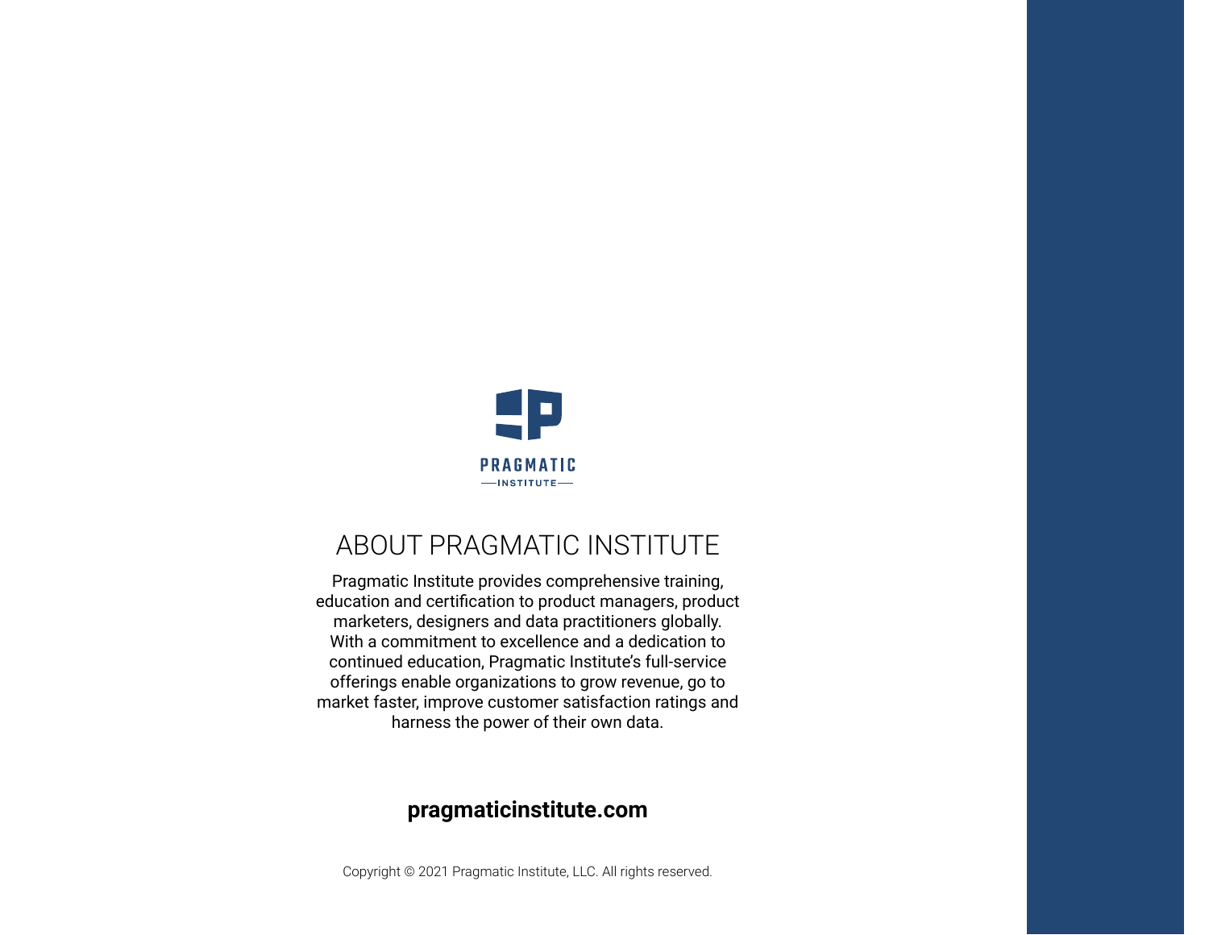PRAGMATIC
INSTITUTE

# ABOUT PRAGMATIC INSTITUTE

Pragmatic Institute provides comprehensive training, education and certification to product managers, product marketers, designers and data practitioners globally. With a commitment to excellence and a dedication to continued education, Pragmatic Institute's full-service offerings enable organizations to grow revenue, go to market faster, improve customer satisfaction ratings and harness the power of their own data.

**pragmaticinstitute.com**

Copyright © 2021 Pragmatic Institute, LLC. All rights reserved.